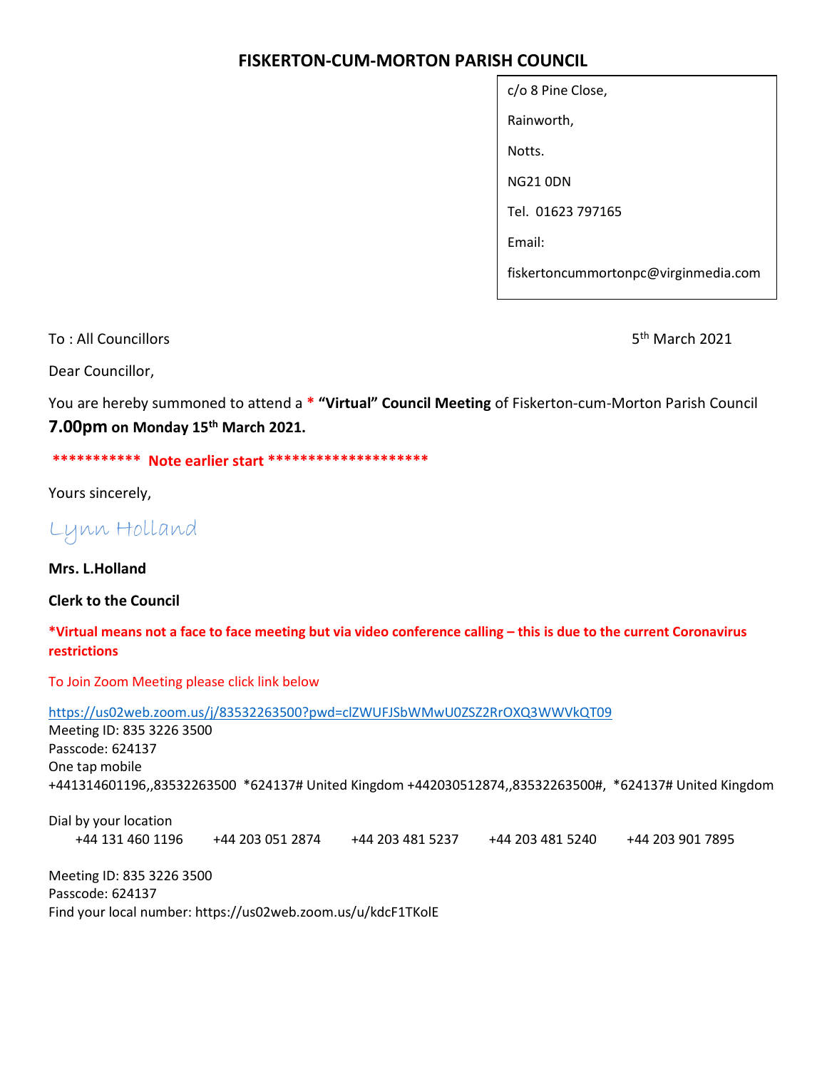# FISKERTON-CUM-MORTON PARISH COUNCIL

c/o 8 Pine Close,

Rainworth,

Notts.

NG21 0DN

Tel. 01623 797165

Email:

fiskertoncummortonpc@virginmedia.com

To : All Councillors

5th March 2021

Dear Councillor,

You are hereby summoned to attend a * **"Virtual" Council Meeting** of Fiskerton-cum-Morton Parish Council **7.00pm on Monday 15th March 2021.**

*********** **Note earlier start** ********************

Yours sincerely,

Lynn Holland

**Mrs. L.Holland**

**Clerk to the Council**

***Virtual means not a face to face meeting but via video conference calling – this is due to the current Coronavirus restrictions**

To Join Zoom Meeting please click link below

https://us02web.zoom.us/j/83532263500?pwd=clZWUFJSbWMwU0ZSZ2RrOXQ3WWVkQT09
Meeting ID: 835 3226 3500
Passcode: 624137
One tap mobile
+441314601196,,83532263500 *624137# United Kingdom +442030512874,,83532263500#, *624137# United Kingdom

Dial by your location
+44 131 460 1196 +44 203 051 2874 +44 203 481 5237 +44 203 481 5240 +44 203 901 7895

Meeting ID: 835 3226 3500
Passcode: 624137
Find your local number: https://us02web.zoom.us/u/kdcF1TKolE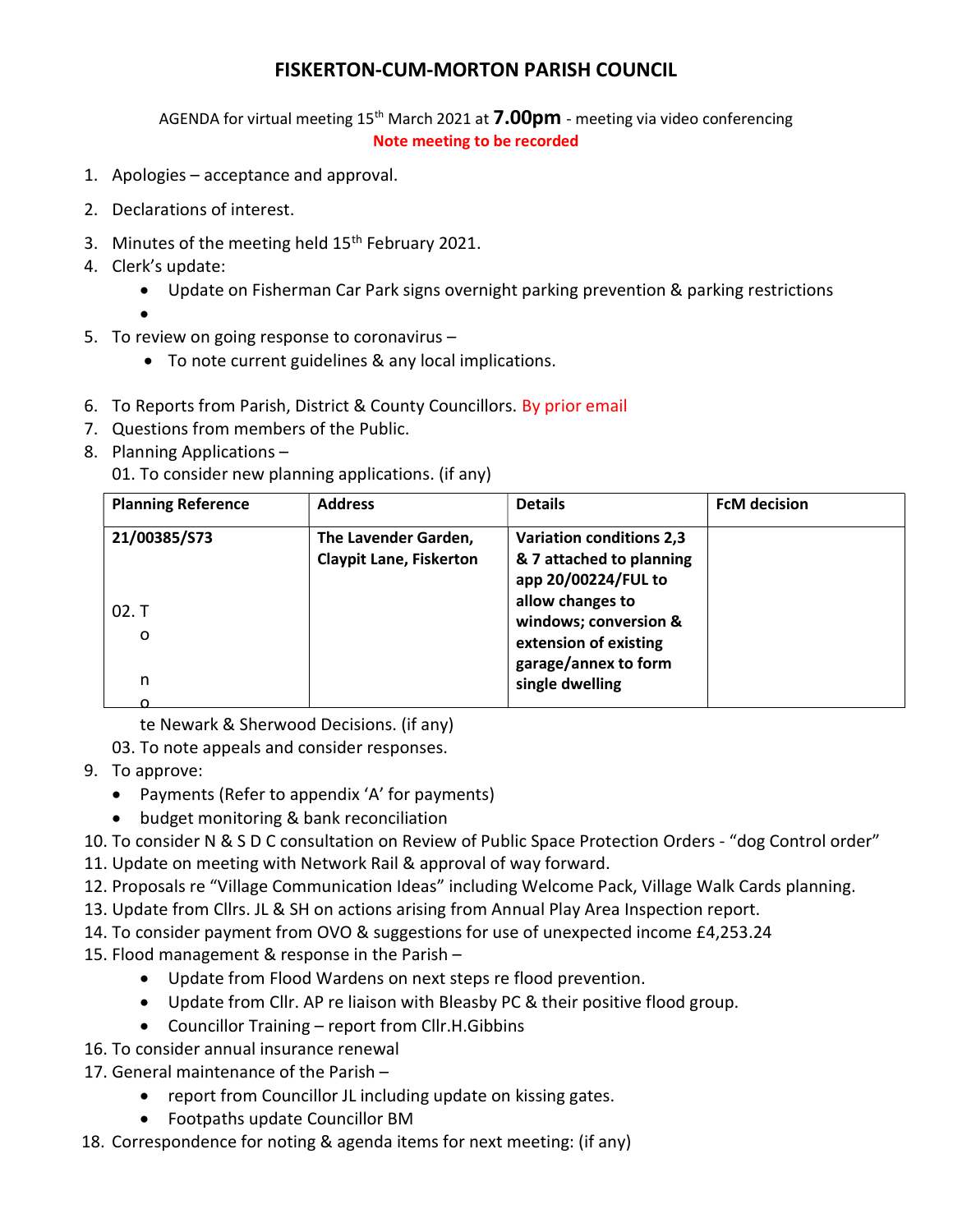# FISKERTON-CUM-MORTON PARISH COUNCIL

AGENDA for virtual meeting 15th March 2021 at **7.00pm** - meeting via video conferencing

**Note meeting to be recorded**

1. Apologies – acceptance and approval.
2. Declarations of interest.
3. Minutes of the meeting held 15th February 2021.
4. Clerk's update:
   - Update on Fisherman Car Park signs overnight parking prevention & parking restrictions
   -
5. To review on going response to coronavirus –
   - To note current guidelines & any local implications.
6. To Reports from Parish, District & County Councillors. By prior email
7. Questions from members of the Public.
8. Planning Applications –

   01. To consider new planning applications. (if any)

| Planning Reference | Address | Details | FcM decision |
|---|---|---|---|
| **21/00385/S73** | **The Lavender Garden, Claypit Lane, Fiskerton** | **Variation conditions 2,3 & 7 attached to planning app 20/00224/FUL to allow changes to windows; conversion & extension of existing garage/annex to form single dwelling** | |

   02. To note Newark & Sherwood Decisions. (if any)

   03. To note appeals and consider responses.
9. To approve:
   - Payments (Refer to appendix 'A' for payments)
   - budget monitoring & bank reconciliation
10. To consider N & S D C consultation on Review of Public Space Protection Orders - "dog Control order"
11. Update on meeting with Network Rail & approval of way forward.
12. Proposals re "Village Communication Ideas" including Welcome Pack, Village Walk Cards planning.
13. Update from Cllrs. JL & SH on actions arising from Annual Play Area Inspection report.
14. To consider payment from OVO & suggestions for use of unexpected income £4,253.24
15. Flood management & response in the Parish –
    - Update from Flood Wardens on next steps re flood prevention.
    - Update from Cllr. AP re liaison with Bleasby PC & their positive flood group.
    - Councillor Training – report from Cllr.H.Gibbins
16. To consider annual insurance renewal
17. General maintenance of the Parish –
    - report from Councillor JL including update on kissing gates.
    - Footpaths update Councillor BM
18. Correspondence for noting & agenda items for next meeting: (if any)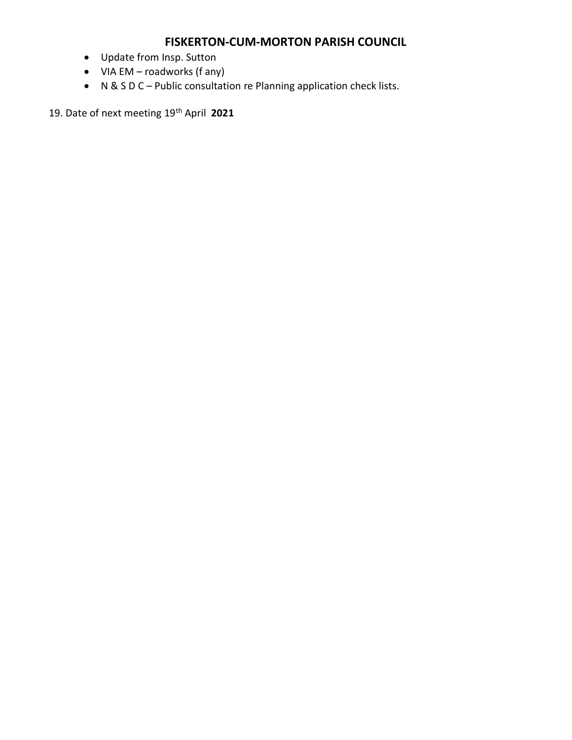# FISKERTON-CUM-MORTON PARISH COUNCIL

- Update from Insp. Sutton
- VIA EM – roadworks (f any)
- N & S D C – Public consultation re Planning application check lists.

19. Date of next meeting 19th April **2021**